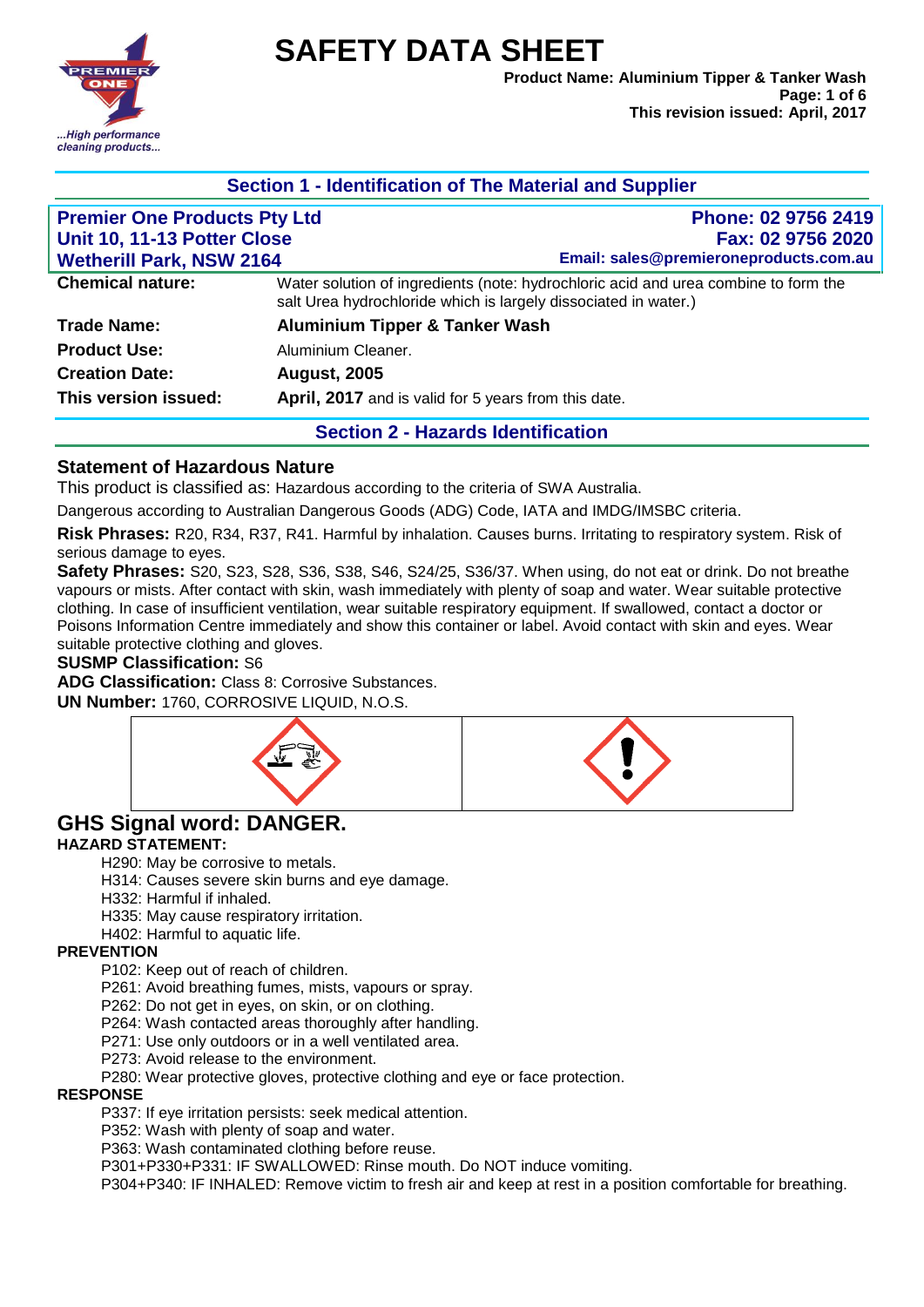# SAFETY DATA SHEET

**Product Name: Aluminium Tipper & Tanker Wash**
**This revision issued: April, 2017**

## Section 1 - Identification of The Material and Supplier

| **Premier One Products Pty Ltd** | **Phone: 02 9756 2419** |
| --- | --- |
| **Unit 10, 11-13 Potter Close** | **Fax: 02 9756 2020** |
| **Wetherill Park, NSW 2164** | **Email: sales@premieroneproducts.com.au** |

| | |
| --- | --- |
| **Chemical nature:** | Water solution of ingredients (note: hydrochloric acid and urea combine to form the salt Urea hydrochloride which is largely dissociated in water.) |
| **Trade Name:** | **Aluminium Tipper & Tanker Wash** |
| **Product Use:** | Aluminium Cleaner. |
| **Creation Date:** | **August, 2005** |
| **This version issued:** | **April, 2017** and is valid for 5 years from this date. |

## Section 2 - Hazards Identification

### Statement of Hazardous Nature

This product is classified as: Hazardous according to the criteria of SWA Australia.

Dangerous according to Australian Dangerous Goods (ADG) Code, IATA and IMDG/IMSBC criteria.

**Risk Phrases:** R20, R34, R37, R41. Harmful by inhalation. Causes burns. Irritating to respiratory system. Risk of serious damage to eyes.

**Safety Phrases:** S20, S23, S28, S36, S38, S46, S24/25, S36/37. When using, do not eat or drink. Do not breathe vapours or mists. After contact with skin, wash immediately with plenty of soap and water. Wear suitable protective clothing. In case of insufficient ventilation, wear suitable respiratory equipment. If swallowed, contact a doctor or Poisons Information Centre immediately and show this container or label. Avoid contact with skin and eyes. Wear suitable protective clothing and gloves.

**SUSMP Classification:** S6

**ADG Classification:** Class 8: Corrosive Substances.

**UN Number:** 1760, CORROSIVE LIQUID, N.O.S.

## GHS Signal word: DANGER.

**HAZARD STATEMENT:**

- H290: May be corrosive to metals.
- H314: Causes severe skin burns and eye damage.
- H332: Harmful if inhaled.
- H335: May cause respiratory irritation.
- H402: Harmful to aquatic life.

**PREVENTION**

- P102: Keep out of reach of children.
- P261: Avoid breathing fumes, mists, vapours or spray.
- P262: Do not get in eyes, on skin, or on clothing.
- P264: Wash contacted areas thoroughly after handling.
- P271: Use only outdoors or in a well ventilated area.
- P273: Avoid release to the environment.
- P280: Wear protective gloves, protective clothing and eye or face protection.

**RESPONSE**

- P337: If eye irritation persists: seek medical attention.
- P352: Wash with plenty of soap and water.
- P363: Wash contaminated clothing before reuse.
- P301+P330+P331: IF SWALLOWED: Rinse mouth. Do NOT induce vomiting.
- P304+P340: IF INHALED: Remove victim to fresh air and keep at rest in a position comfortable for breathing.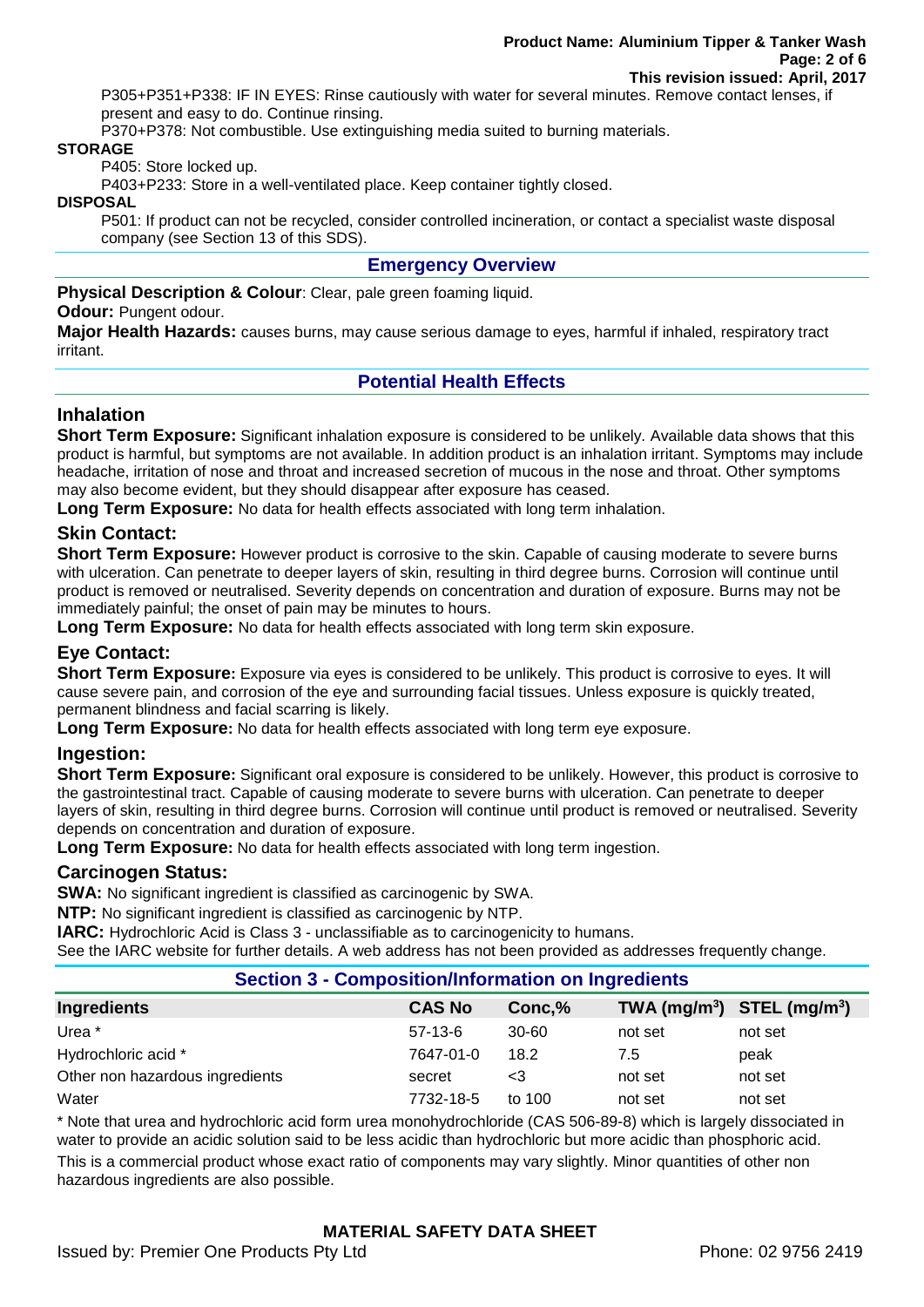P305+P351+P338: IF IN EYES: Rinse cautiously with water for several minutes. Remove contact lenses, if present and easy to do. Continue rinsing.

P370+P378: Not combustible. Use extinguishing media suited to burning materials.

**STORAGE**

P405: Store locked up.

P403+P233: Store in a well-ventilated place. Keep container tightly closed.

**DISPOSAL**

P501: If product can not be recycled, consider controlled incineration, or contact a specialist waste disposal company (see Section 13 of this SDS).

## Emergency Overview

**Physical Description & Colour**: Clear, pale green foaming liquid.

**Odour:** Pungent odour.

**Major Health Hazards:** causes burns, may cause serious damage to eyes, harmful if inhaled, respiratory tract irritant.

## Potential Health Effects

### Inhalation

**Short Term Exposure:** Significant inhalation exposure is considered to be unlikely. Available data shows that this product is harmful, but symptoms are not available. In addition product is an inhalation irritant. Symptoms may include headache, irritation of nose and throat and increased secretion of mucous in the nose and throat. Other symptoms may also become evident, but they should disappear after exposure has ceased.

**Long Term Exposure:** No data for health effects associated with long term inhalation.

### Skin Contact:

**Short Term Exposure:** However product is corrosive to the skin. Capable of causing moderate to severe burns with ulceration. Can penetrate to deeper layers of skin, resulting in third degree burns. Corrosion will continue until product is removed or neutralised. Severity depends on concentration and duration of exposure. Burns may not be immediately painful; the onset of pain may be minutes to hours.

**Long Term Exposure:** No data for health effects associated with long term skin exposure.

### Eye Contact:

**Short Term Exposure:** Exposure via eyes is considered to be unlikely. This product is corrosive to eyes. It will cause severe pain, and corrosion of the eye and surrounding facial tissues. Unless exposure is quickly treated, permanent blindness and facial scarring is likely.

**Long Term Exposure:** No data for health effects associated with long term eye exposure.

### Ingestion:

**Short Term Exposure:** Significant oral exposure is considered to be unlikely. However, this product is corrosive to the gastrointestinal tract. Capable of causing moderate to severe burns with ulceration. Can penetrate to deeper layers of skin, resulting in third degree burns. Corrosion will continue until product is removed or neutralised. Severity depends on concentration and duration of exposure.

**Long Term Exposure:** No data for health effects associated with long term ingestion.

### Carcinogen Status:

**SWA:** No significant ingredient is classified as carcinogenic by SWA.

**NTP:** No significant ingredient is classified as carcinogenic by NTP.

**IARC:** Hydrochloric Acid is Class 3 - unclassifiable as to carcinogenicity to humans.

See the IARC website for further details. A web address has not been provided as addresses frequently change.

## Section 3 - Composition/Information on Ingredients

| Ingredients | CAS No | Conc,% | TWA ($mg/m^3$) | STEL ($mg/m^3$) |
|---|---|---|---|---|
| Urea * | 57-13-6 | 30-60 | not set | not set |
| Hydrochloric acid * | 7647-01-0 | 18.2 | 7.5 | peak |
| Other non hazardous ingredients | secret | <3 | not set | not set |
| Water | 7732-18-5 | to 100 | not set | not set |

* Note that urea and hydrochloric acid form urea monohydrochloride (CAS 506-89-8) which is largely dissociated in water to provide an acidic solution said to be less acidic than hydrochloric but more acidic than phosphoric acid.

This is a commercial product whose exact ratio of components may vary slightly. Minor quantities of other non hazardous ingredients are also possible.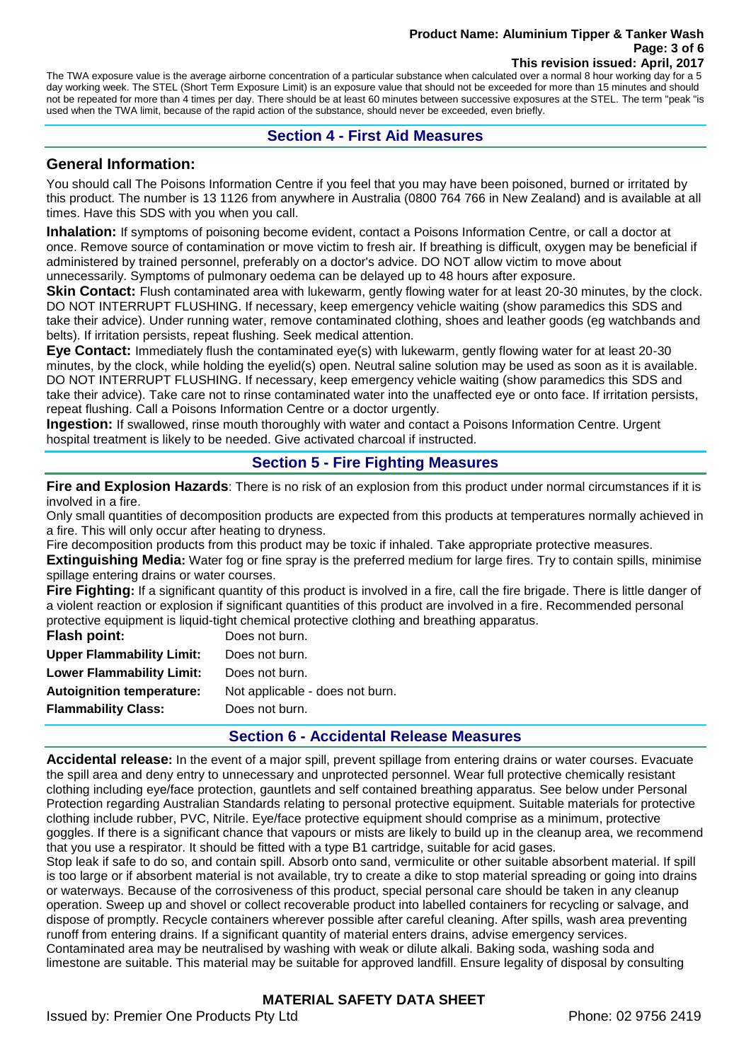The TWA exposure value is the average airborne concentration of a particular substance when calculated over a normal 8 hour working day for a 5 day working week. The STEL (Short Term Exposure Limit) is an exposure value that should not be exceeded for more than 15 minutes and should not be repeated for more than 4 times per day. There should be at least 60 minutes between successive exposures at the STEL. The term "peak "is used when the TWA limit, because of the rapid action of the substance, should never be exceeded, even briefly.

## Section 4 - First Aid Measures

### General Information:

You should call The Poisons Information Centre if you feel that you may have been poisoned, burned or irritated by this product. The number is 13 1126 from anywhere in Australia (0800 764 766 in New Zealand) and is available at all times. Have this SDS with you when you call.

**Inhalation:** If symptoms of poisoning become evident, contact a Poisons Information Centre, or call a doctor at once. Remove source of contamination or move victim to fresh air. If breathing is difficult, oxygen may be beneficial if administered by trained personnel, preferably on a doctor's advice. DO NOT allow victim to move about unnecessarily. Symptoms of pulmonary oedema can be delayed up to 48 hours after exposure.

**Skin Contact:** Flush contaminated area with lukewarm, gently flowing water for at least 20-30 minutes, by the clock. DO NOT INTERRUPT FLUSHING. If necessary, keep emergency vehicle waiting (show paramedics this SDS and take their advice). Under running water, remove contaminated clothing, shoes and leather goods (eg watchbands and belts). If irritation persists, repeat flushing. Seek medical attention.

**Eye Contact:** Immediately flush the contaminated eye(s) with lukewarm, gently flowing water for at least 20-30 minutes, by the clock, while holding the eyelid(s) open. Neutral saline solution may be used as soon as it is available. DO NOT INTERRUPT FLUSHING. If necessary, keep emergency vehicle waiting (show paramedics this SDS and take their advice). Take care not to rinse contaminated water into the unaffected eye or onto face. If irritation persists, repeat flushing. Call a Poisons Information Centre or a doctor urgently.

**Ingestion:** If swallowed, rinse mouth thoroughly with water and contact a Poisons Information Centre. Urgent hospital treatment is likely to be needed. Give activated charcoal if instructed.

## Section 5 - Fire Fighting Measures

**Fire and Explosion Hazards**: There is no risk of an explosion from this product under normal circumstances if it is involved in a fire.

Only small quantities of decomposition products are expected from this products at temperatures normally achieved in a fire. This will only occur after heating to dryness.

Fire decomposition products from this product may be toxic if inhaled. Take appropriate protective measures.

**Extinguishing Media:** Water fog or fine spray is the preferred medium for large fires. Try to contain spills, minimise spillage entering drains or water courses.

**Fire Fighting:** If a significant quantity of this product is involved in a fire, call the fire brigade. There is little danger of a violent reaction or explosion if significant quantities of this product are involved in a fire. Recommended personal protective equipment is liquid-tight chemical protective clothing and breathing apparatus.

| | |
|---|---|
| **Flash point:** | Does not burn. |
| **Upper Flammability Limit:** | Does not burn. |
| **Lower Flammability Limit:** | Does not burn. |
| **Autoignition temperature:** | Not applicable - does not burn. |
| **Flammability Class:** | Does not burn. |

## Section 6 - Accidental Release Measures

**Accidental release:** In the event of a major spill, prevent spillage from entering drains or water courses. Evacuate the spill area and deny entry to unnecessary and unprotected personnel. Wear full protective chemically resistant clothing including eye/face protection, gauntlets and self contained breathing apparatus. See below under Personal Protection regarding Australian Standards relating to personal protective equipment. Suitable materials for protective clothing include rubber, PVC, Nitrile. Eye/face protective equipment should comprise as a minimum, protective goggles. If there is a significant chance that vapours or mists are likely to build up in the cleanup area, we recommend that you use a respirator. It should be fitted with a type B1 cartridge, suitable for acid gases.

Stop leak if safe to do so, and contain spill. Absorb onto sand, vermiculite or other suitable absorbent material. If spill is too large or if absorbent material is not available, try to create a dike to stop material spreading or going into drains or waterways. Because of the corrosiveness of this product, special personal care should be taken in any cleanup operation. Sweep up and shovel or collect recoverable product into labelled containers for recycling or salvage, and dispose of promptly. Recycle containers wherever possible after careful cleaning. After spills, wash area preventing runoff from entering drains. If a significant quantity of material enters drains, advise emergency services. Contaminated area may be neutralised by washing with weak or dilute alkali. Baking soda, washing soda and limestone are suitable. This material may be suitable for approved landfill. Ensure legality of disposal by consulting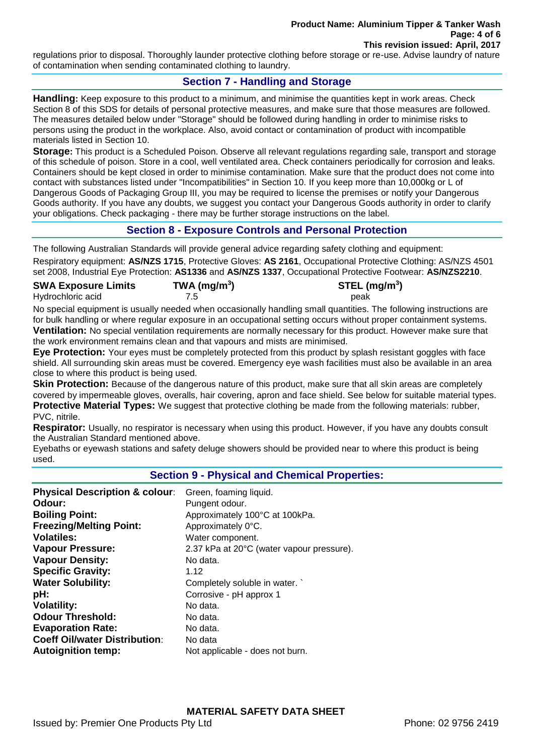regulations prior to disposal. Thoroughly launder protective clothing before storage or re-use. Advise laundry of nature of contamination when sending contaminated clothing to laundry.

## Section 7 - Handling and Storage

**Handling:** Keep exposure to this product to a minimum, and minimise the quantities kept in work areas. Check Section 8 of this SDS for details of personal protective measures, and make sure that those measures are followed. The measures detailed below under "Storage" should be followed during handling in order to minimise risks to persons using the product in the workplace. Also, avoid contact or contamination of product with incompatible materials listed in Section 10.

**Storage:** This product is a Scheduled Poison. Observe all relevant regulations regarding sale, transport and storage of this schedule of poison. Store in a cool, well ventilated area. Check containers periodically for corrosion and leaks. Containers should be kept closed in order to minimise contamination. Make sure that the product does not come into contact with substances listed under "Incompatibilities" in Section 10. If you keep more than 10,000kg or L of Dangerous Goods of Packaging Group III, you may be required to license the premises or notify your Dangerous Goods authority. If you have any doubts, we suggest you contact your Dangerous Goods authority in order to clarify your obligations. Check packaging - there may be further storage instructions on the label.

## Section 8 - Exposure Controls and Personal Protection

The following Australian Standards will provide general advice regarding safety clothing and equipment:

Respiratory equipment: **AS/NZS 1715**, Protective Gloves: **AS 2161**, Occupational Protective Clothing: AS/NZS 4501 set 2008, Industrial Eye Protection: **AS1336** and **AS/NZS 1337**, Occupational Protective Footwear: **AS/NZS2210**.

| SWA Exposure Limits | TWA ($mg/m^3$) | STEL ($mg/m^3$) |
|---|---|---|
| Hydrochloric acid | 7.5 | peak |

No special equipment is usually needed when occasionally handling small quantities. The following instructions are for bulk handling or where regular exposure in an occupational setting occurs without proper containment systems.

**Ventilation:** No special ventilation requirements are normally necessary for this product. However make sure that the work environment remains clean and that vapours and mists are minimised.

**Eye Protection:** Your eyes must be completely protected from this product by splash resistant goggles with face shield. All surrounding skin areas must be covered. Emergency eye wash facilities must also be available in an area close to where this product is being used.

**Skin Protection:** Because of the dangerous nature of this product, make sure that all skin areas are completely covered by impermeable gloves, overalls, hair covering, apron and face shield. See below for suitable material types.

**Protective Material Types:** We suggest that protective clothing be made from the following materials: rubber, PVC, nitrile.

**Respirator:** Usually, no respirator is necessary when using this product. However, if you have any doubts consult the Australian Standard mentioned above.

Eyebaths or eyewash stations and safety deluge showers should be provided near to where this product is being used.

## Section 9 - Physical and Chemical Properties:

| | |
|---|---|
| **Physical Description & colour**: | Green, foaming liquid. |
| **Odour:** | Pungent odour. |
| **Boiling Point:** | Approximately 100°C at 100kPa. |
| **Freezing/Melting Point:** | Approximately 0°C. |
| **Volatiles:** | Water component. |
| **Vapour Pressure:** | 2.37 kPa at 20°C (water vapour pressure). |
| **Vapour Density:** | No data. |
| **Specific Gravity:** | 1.12 |
| **Water Solubility:** | Completely soluble in water. ` |
| **pH:** | Corrosive - pH approx 1 |
| **Volatility:** | No data. |
| **Odour Threshold:** | No data. |
| **Evaporation Rate:** | No data. |
| **Coeff Oil/water Distribution**: | No data |
| **Autoignition temp:** | Not applicable - does not burn. |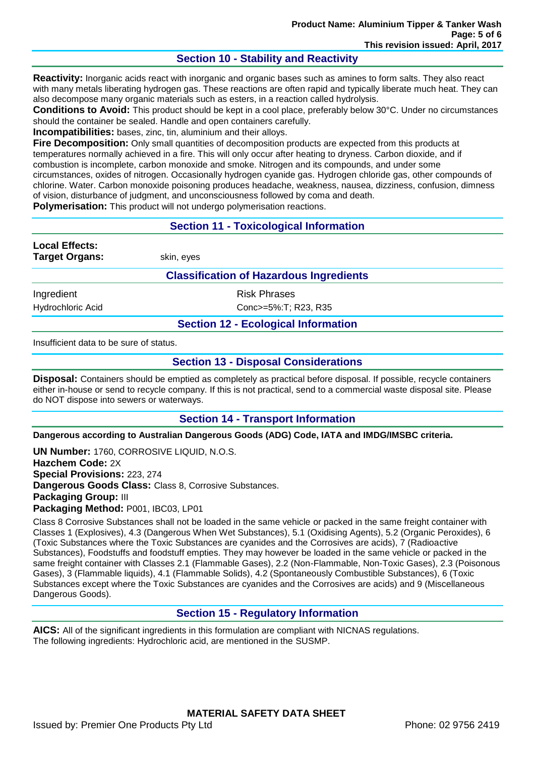## Section 10 - Stability and Reactivity

**Reactivity:** Inorganic acids react with inorganic and organic bases such as amines to form salts. They also react with many metals liberating hydrogen gas. These reactions are often rapid and typically liberate much heat. They can also decompose many organic materials such as esters, in a reaction called hydrolysis.
**Conditions to Avoid:** This product should be kept in a cool place, preferably below 30°C. Under no circumstances should the container be sealed. Handle and open containers carefully.
**Incompatibilities:** bases, zinc, tin, aluminium and their alloys.
**Fire Decomposition:** Only small quantities of decomposition products are expected from this products at temperatures normally achieved in a fire. This will only occur after heating to dryness. Carbon dioxide, and if combustion is incomplete, carbon monoxide and smoke. Nitrogen and its compounds, and under some circumstances, oxides of nitrogen. Occasionally hydrogen cyanide gas. Hydrogen chloride gas, other compounds of chlorine. Water. Carbon monoxide poisoning produces headache, weakness, nausea, dizziness, confusion, dimness of vision, disturbance of judgment, and unconsciousness followed by coma and death.
**Polymerisation:** This product will not undergo polymerisation reactions.

## Section 11 - Toxicological Information

**Local Effects:**
**Target Organs:** skin, eyes

### Classification of Hazardous Ingredients

| Ingredient | Risk Phrases |
|---|---|
| Hydrochloric Acid | Conc>=5%:T; R23, R35 |

## Section 12 - Ecological Information

Insufficient data to be sure of status.

## Section 13 - Disposal Considerations

**Disposal:** Containers should be emptied as completely as practical before disposal. If possible, recycle containers either in-house or send to recycle company. If this is not practical, send to a commercial waste disposal site. Please do NOT dispose into sewers or waterways.

## Section 14 - Transport Information

**Dangerous according to Australian Dangerous Goods (ADG) Code, IATA and IMDG/IMSBC criteria.**

**UN Number:** 1760, CORROSIVE LIQUID, N.O.S.
**Hazchem Code:** 2X
**Special Provisions:** 223, 274
**Dangerous Goods Class:** Class 8, Corrosive Substances.
**Packaging Group:** III
**Packaging Method:** P001, IBC03, LP01

Class 8 Corrosive Substances shall not be loaded in the same vehicle or packed in the same freight container with Classes 1 (Explosives), 4.3 (Dangerous When Wet Substances), 5.1 (Oxidising Agents), 5.2 (Organic Peroxides), 6 (Toxic Substances where the Toxic Substances are cyanides and the Corrosives are acids), 7 (Radioactive Substances), Foodstuffs and foodstuff empties. They may however be loaded in the same vehicle or packed in the same freight container with Classes 2.1 (Flammable Gases), 2.2 (Non-Flammable, Non-Toxic Gases), 2.3 (Poisonous Gases), 3 (Flammable liquids), 4.1 (Flammable Solids), 4.2 (Spontaneously Combustible Substances), 6 (Toxic Substances except where the Toxic Substances are cyanides and the Corrosives are acids) and 9 (Miscellaneous Dangerous Goods).

## Section 15 - Regulatory Information

**AICS:** All of the significant ingredients in this formulation are compliant with NICNAS regulations.
The following ingredients: Hydrochloric acid, are mentioned in the SUSMP.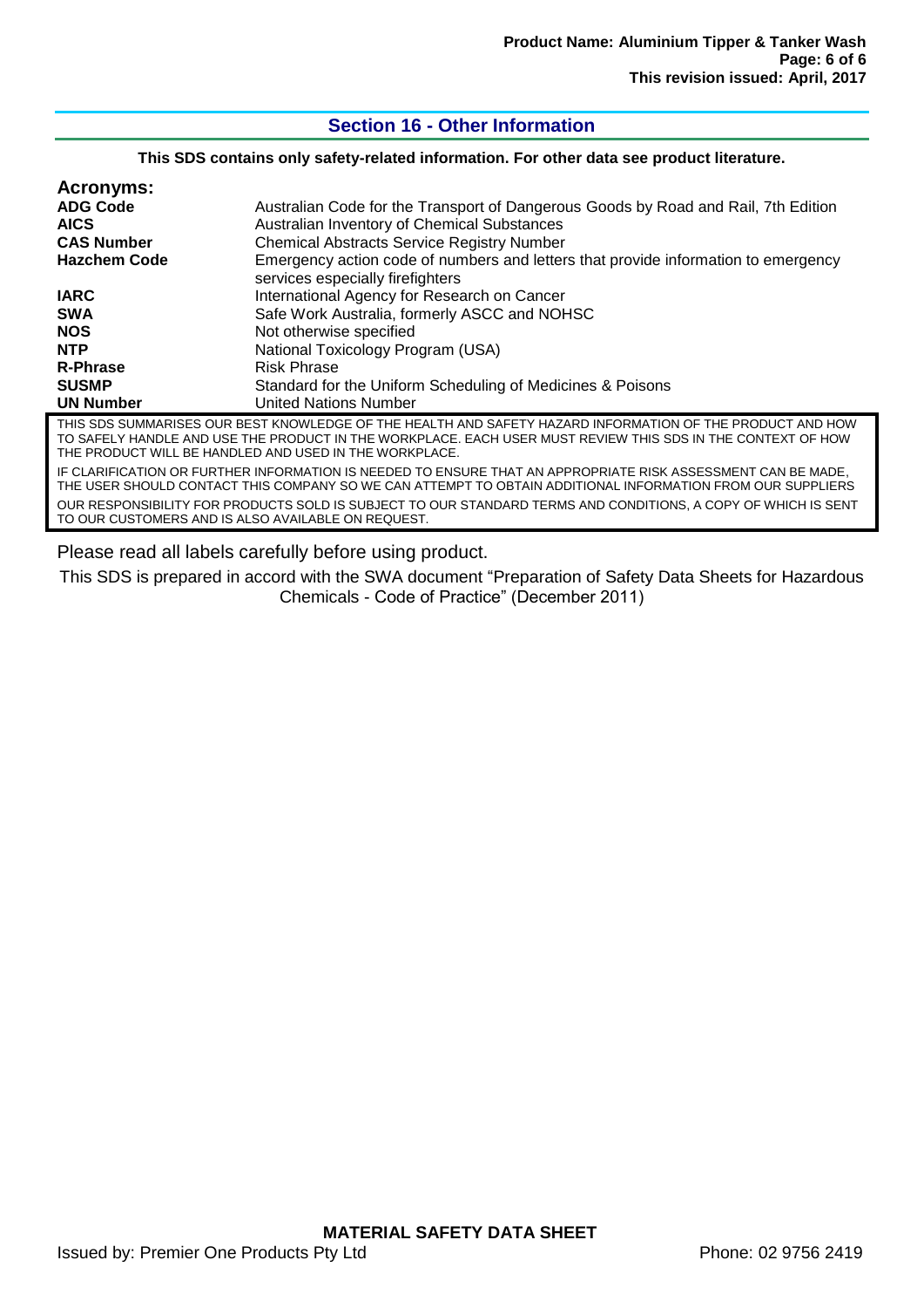## Section 16 - Other Information

**This SDS contains only safety-related information. For other data see product literature.**

**Acronyms:**

| | |
|---|---|
| **ADG Code** | Australian Code for the Transport of Dangerous Goods by Road and Rail, 7th Edition |
| **AICS** | Australian Inventory of Chemical Substances |
| **CAS Number** | Chemical Abstracts Service Registry Number |
| **Hazchem Code** | Emergency action code of numbers and letters that provide information to emergency services especially firefighters |
| **IARC** | International Agency for Research on Cancer |
| **SWA** | Safe Work Australia, formerly ASCC and NOHSC |
| **NOS** | Not otherwise specified |
| **NTP** | National Toxicology Program (USA) |
| **R-Phrase** | Risk Phrase |
| **SUSMP** | Standard for the Uniform Scheduling of Medicines & Poisons |
| **UN Number** | United Nations Number |

THIS SDS SUMMARISES OUR BEST KNOWLEDGE OF THE HEALTH AND SAFETY HAZARD INFORMATION OF THE PRODUCT AND HOW TO SAFELY HANDLE AND USE THE PRODUCT IN THE WORKPLACE. EACH USER MUST REVIEW THIS SDS IN THE CONTEXT OF HOW THE PRODUCT WILL BE HANDLED AND USED IN THE WORKPLACE.

IF CLARIFICATION OR FURTHER INFORMATION IS NEEDED TO ENSURE THAT AN APPROPRIATE RISK ASSESSMENT CAN BE MADE, THE USER SHOULD CONTACT THIS COMPANY SO WE CAN ATTEMPT TO OBTAIN ADDITIONAL INFORMATION FROM OUR SUPPLIERS

OUR RESPONSIBILITY FOR PRODUCTS SOLD IS SUBJECT TO OUR STANDARD TERMS AND CONDITIONS, A COPY OF WHICH IS SENT TO OUR CUSTOMERS AND IS ALSO AVAILABLE ON REQUEST.

Please read all labels carefully before using product.

This SDS is prepared in accord with the SWA document "Preparation of Safety Data Sheets for Hazardous Chemicals - Code of Practice" (December 2011)